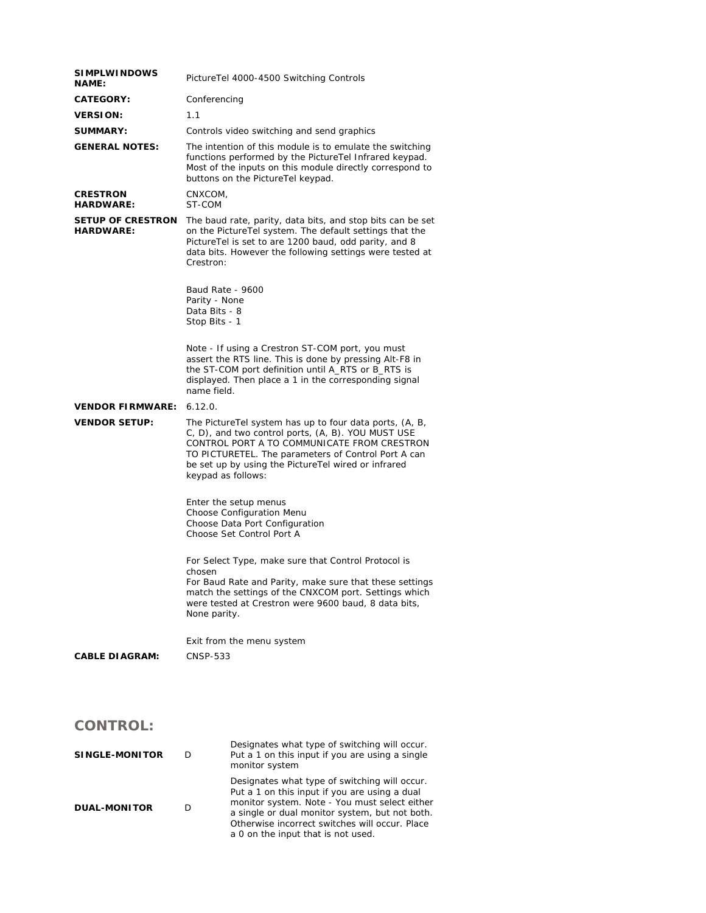| | |
|---|---|
| **SIMPLWINDOWS NAME:** | PictureTel 4000-4500 Switching Controls |
| **CATEGORY:** | Conferencing |
| **VERSION:** | 1.1 |
| **SUMMARY:** | Controls video switching and send graphics |
| **GENERAL NOTES:** | The intention of this module is to emulate the switching functions performed by the PictureTel Infrared keypad. Most of the inputs on this module directly correspond to buttons on the PictureTel keypad. |
| **CRESTRON HARDWARE:** | CNXCOM,<br>ST-COM |
| **SETUP OF CRESTRON HARDWARE:** | The baud rate, parity, data bits, and stop bits can be set on the PictureTel system. The default settings that the PictureTel is set to are 1200 baud, odd parity, and 8 data bits. However the following settings were tested at Crestron:<br><br>Baud Rate - 9600<br>Parity - None<br>Data Bits - 8<br>Stop Bits - 1<br><br>Note - If using a Crestron ST-COM port, you must assert the RTS line. This is done by pressing Alt-F8 in the ST-COM port definition until A_RTS or B_RTS is displayed. Then place a 1 in the corresponding signal name field. |
| **VENDOR FIRMWARE:** | 6.12.0. |
| **VENDOR SETUP:** | The PictureTel system has up to four data ports, (A, B, C, D), and two control ports, (A, B). YOU MUST USE CONTROL PORT A TO COMMUNICATE FROM CRESTRON TO PICTURETEL. The parameters of Control Port A can be set up by using the PictureTel wired or infrared keypad as follows:<br><br>Enter the setup menus<br>Choose Configuration Menu<br>Choose Data Port Configuration<br>Choose Set Control Port A<br><br>For Select Type, make sure that Control Protocol is chosen<br>For Baud Rate and Parity, make sure that these settings match the settings of the CNXCOM port. Settings which were tested at Crestron were 9600 baud, 8 data bits, None parity.<br><br>Exit from the menu system |
| **CABLE DIAGRAM:** | CNSP-533 |

## CONTROL:

| | | |
|---|---|---|
| **SINGLE-MONITOR** | D | Designates what type of switching will occur. Put a 1 on this input if you are using a single monitor system |
| **DUAL-MONITOR** | D | Designates what type of switching will occur. Put a 1 on this input if you are using a dual monitor system. Note - You must select either a single or dual monitor system, but not both. Otherwise incorrect switches will occur. Place a 0 on the input that is not used. |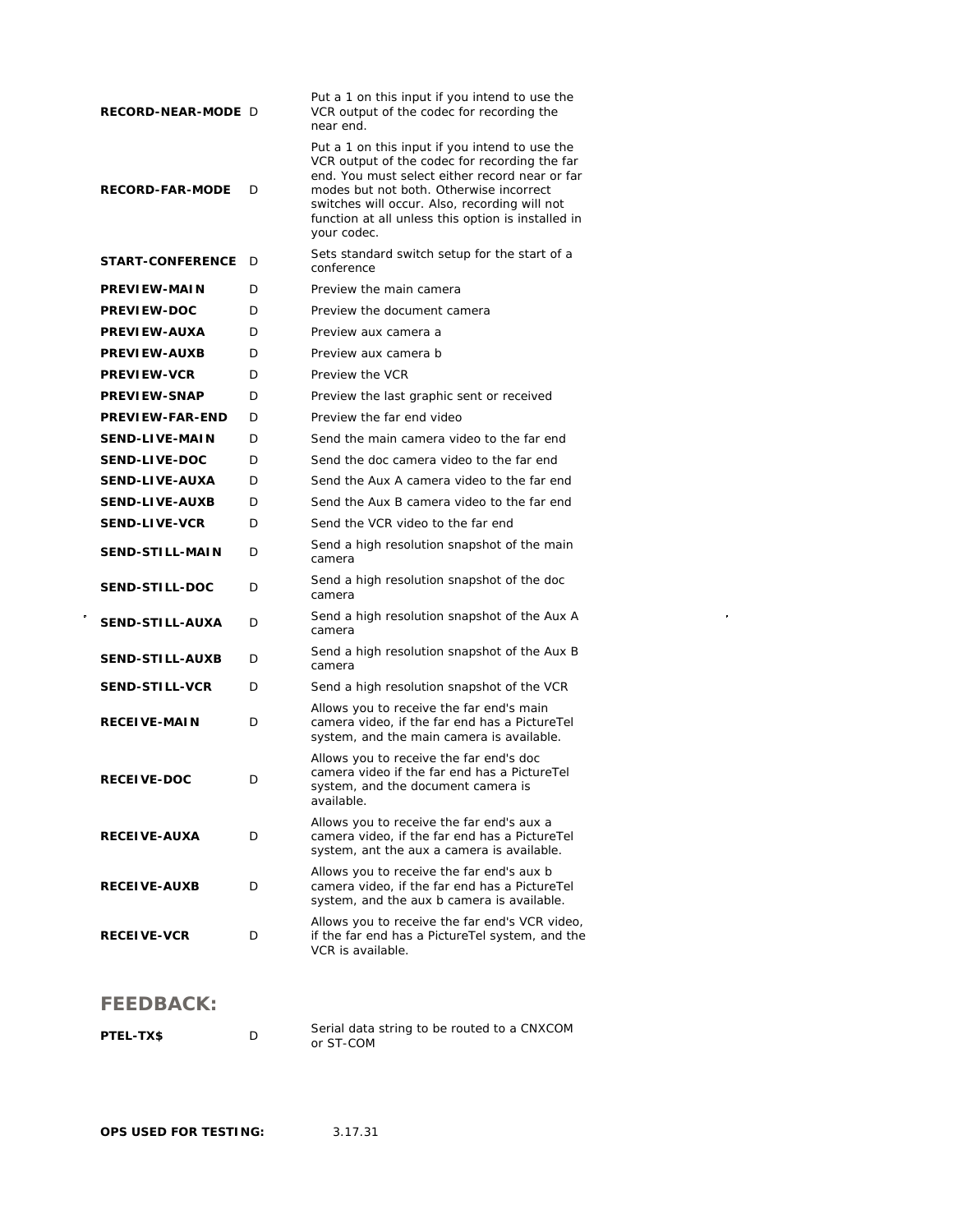| | | |
|---|---|---|
| **RECORD-NEAR-MODE** | D | Put a 1 on this input if you intend to use the VCR output of the codec for recording the near end. |
| **RECORD-FAR-MODE** | D | Put a 1 on this input if you intend to use the VCR output of the codec for recording the far end. You must select either record near or far modes but not both. Otherwise incorrect switches will occur. Also, recording will not function at all unless this option is installed in your codec. |
| **START-CONFERENCE** | D | Sets standard switch setup for the start of a conference |
| **PREVIEW-MAIN** | D | Preview the main camera |
| **PREVIEW-DOC** | D | Preview the document camera |
| **PREVIEW-AUXA** | D | Preview aux camera a |
| **PREVIEW-AUXB** | D | Preview aux camera b |
| **PREVIEW-VCR** | D | Preview the VCR |
| **PREVIEW-SNAP** | D | Preview the last graphic sent or received |
| **PREVIEW-FAR-END** | D | Preview the far end video |
| **SEND-LIVE-MAIN** | D | Send the main camera video to the far end |
| **SEND-LIVE-DOC** | D | Send the doc camera video to the far end |
| **SEND-LIVE-AUXA** | D | Send the Aux A camera video to the far end |
| **SEND-LIVE-AUXB** | D | Send the Aux B camera video to the far end |
| **SEND-LIVE-VCR** | D | Send the VCR video to the far end |
| **SEND-STILL-MAIN** | D | Send a high resolution snapshot of the main camera |
| **SEND-STILL-DOC** | D | Send a high resolution snapshot of the doc camera |
| **SEND-STILL-AUXA** | D | Send a high resolution snapshot of the Aux A camera |
| **SEND-STILL-AUXB** | D | Send a high resolution snapshot of the Aux B camera |
| **SEND-STILL-VCR** | D | Send a high resolution snapshot of the VCR |
| **RECEIVE-MAIN** | D | Allows you to receive the far end's main camera video, if the far end has a PictureTel system, and the main camera is available. |
| **RECEIVE-DOC** | D | Allows you to receive the far end's doc camera video if the far end has a PictureTel system, and the document camera is available. |
| **RECEIVE-AUXA** | D | Allows you to receive the far end's aux a camera video, if the far end has a PictureTel system, ant the aux a camera is available. |
| **RECEIVE-AUXB** | D | Allows you to receive the far end's aux b camera video, if the far end has a PictureTel system, and the aux b camera is available. |
| **RECEIVE-VCR** | D | Allows you to receive the far end's VCR video, if the far end has a PictureTel system, and the VCR is available. |

## FEEDBACK:

| | | |
|---|---|---|
| **PTEL-TX$** | D | Serial data string to be routed to a CNXCOM or ST-COM |

**OPS USED FOR TESTING:** 3.17.31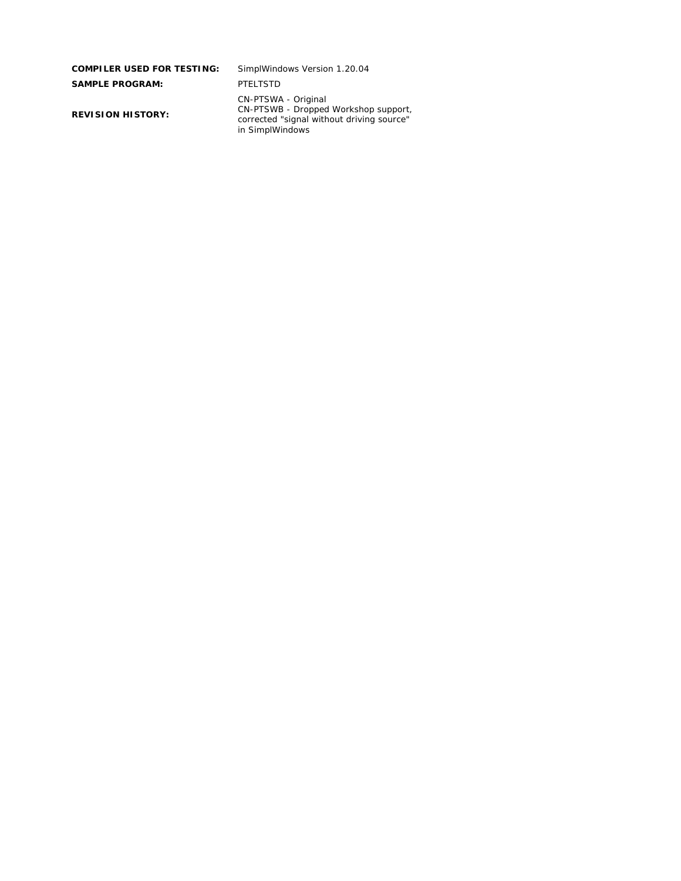| | |
|---|---|
| **COMPILER USED FOR TESTING:** | SimplWindows Version 1.20.04 |
| **SAMPLE PROGRAM:** | PTELTSTD |
| **REVISION HISTORY:** | CN-PTSWA - Original<br>CN-PTSWB - Dropped Workshop support, corrected "signal without driving source" in SimplWindows |